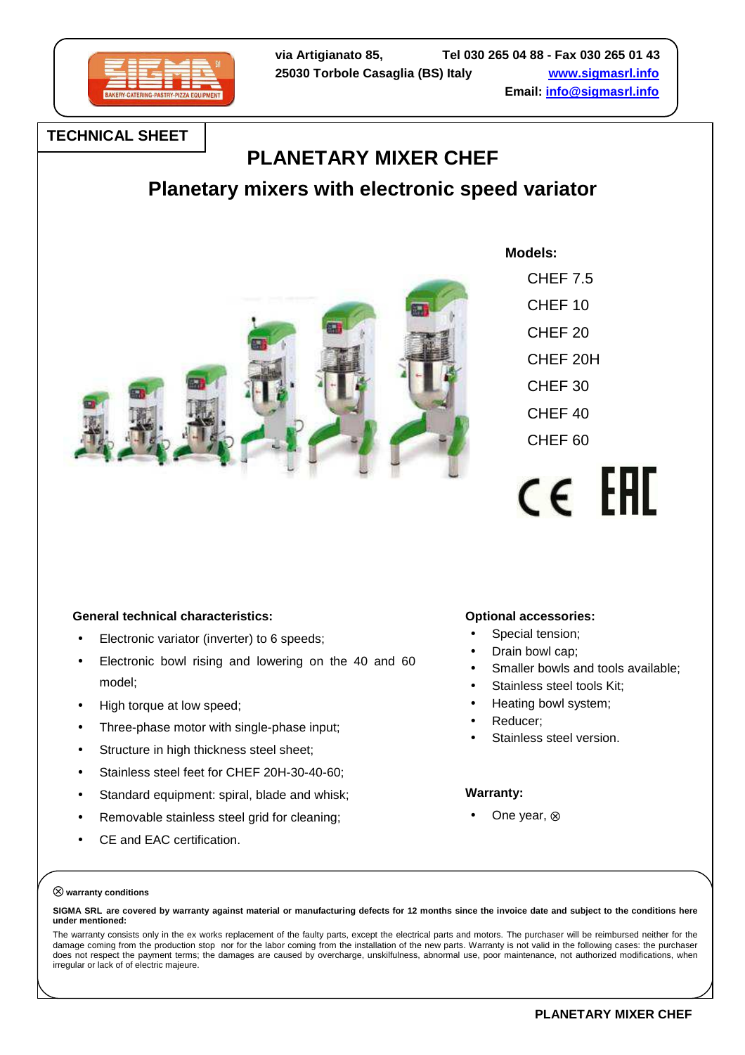via Artigianato 85, 25030 Torbole Casaglia (BS) Italy

Tel 030 265 04 88 - Fax 030 265 01 43
www.sigmasrl.info
Email: info@sigmasrl.info

**TECHNICAL SHEET**

# PLANETARY MIXER CHEF

## Planetary mixers with electronic speed variator

**Models:**

- CHEF 7.5
- CHEF 10
- CHEF 20
- CHEF 20H
- CHEF 30
- CHEF 40
- CHEF 60

**General technical characteristics:**

- Electronic variator (inverter) to 6 speeds;
- Electronic bowl rising and lowering on the 40 and 60 model;
- High torque at low speed;
- Three-phase motor with single-phase input;
- Structure in high thickness steel sheet;
- Stainless steel feet for CHEF 20H-30-40-60;
- Standard equipment: spiral, blade and whisk;
- Removable stainless steel grid for cleaning;
- CE and EAC certification.

**Optional accessories:**

- Special tension;
- Drain bowl cap;
- Smaller bowls and tools available;
- Stainless steel tools Kit;
- Heating bowl system;
- Reducer;
- Stainless steel version.

**Warranty:**

- One year, ⊗

⊗ **warranty conditions**

**SIGMA SRL are covered by warranty against material or manufacturing defects for 12 months since the invoice date and subject to the conditions here under mentioned:**

The warranty consists only in the ex works replacement of the faulty parts, except the electrical parts and motors. The purchaser will be reimbursed neither for the damage coming from the production stop nor for the labor coming from the installation of the new parts. Warranty is not valid in the following cases: the purchaser does not respect the payment terms; the damages are caused by overcharge, unskilfulness, abnormal use, poor maintenance, not authorized modifications, when irregular or lack of of electric majeure.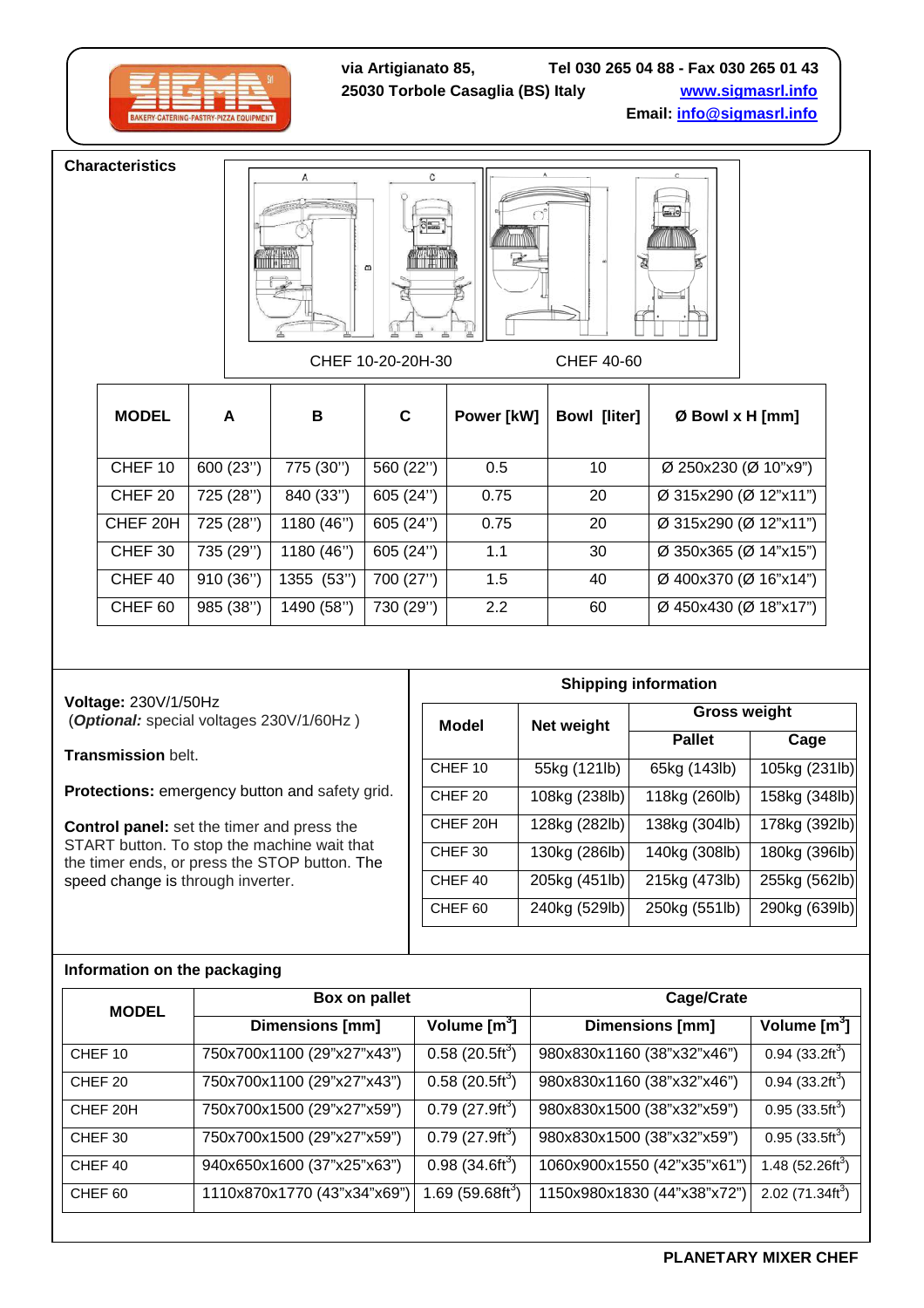via Artigianato 85,
25030 Torbole Casaglia (BS) Italy

Tel 030 265 04 88 - Fax 030 265 01 43
www.sigmasrl.info
**Email:** info@sigmasrl.info

**Characteristics**

CHEF 10-20-20H-30 CHEF 40-60

| MODEL | A | B | C | Power [kW] | Bowl [liter] | Ø Bowl x H [mm] |
|---|---|---|---|---|---|---|
| CHEF 10 | 600 (23'') | 775 (30'') | 560 (22'') | 0.5 | 10 | Ø 250x230 (Ø 10"x9") |
| CHEF 20 | 725 (28'') | 840 (33'') | 605 (24'') | 0.75 | 20 | Ø 315x290 (Ø 12"x11") |
| CHEF 20H | 725 (28'') | 1180 (46'') | 605 (24'') | 0.75 | 20 | Ø 315x290 (Ø 12"x11") |
| CHEF 30 | 735 (29'') | 1180 (46'') | 605 (24'') | 1.1 | 30 | Ø 350x365 (Ø 14"x15") |
| CHEF 40 | 910 (36'') | 1355 (53'') | 700 (27'') | 1.5 | 40 | Ø 400x370 (Ø 16"x14") |
| CHEF 60 | 985 (38'') | 1490 (58'') | 730 (29'') | 2.2 | 60 | Ø 450x430 (Ø 18"x17") |

**Voltage:** 230V/1/50Hz
(***Optional:*** special voltages 230V/1/60Hz )

**Transmission** belt.

**Protections:** emergency button and safety grid.

**Control panel:** set the timer and press the START button. To stop the machine wait that the timer ends, or press the STOP button. The speed change is through inverter.

**Shipping information**

| Model | Net weight | Gross weight | |
|---|---|---|---|
| | | Pallet | Cage |
| CHEF 10 | 55kg (121lb) | 65kg (143lb) | 105kg (231lb) |
| CHEF 20 | 108kg (238lb) | 118kg (260lb) | 158kg (348lb) |
| CHEF 20H | 128kg (282lb) | 138kg (304lb) | 178kg (392lb) |
| CHEF 30 | 130kg (286lb) | 140kg (308lb) | 180kg (396lb) |
| CHEF 40 | 205kg (451lb) | 215kg (473lb) | 255kg (562lb) |
| CHEF 60 | 240kg (529lb) | 250kg (551lb) | 290kg (639lb) |

**Information on the packaging**

| MODEL | Box on pallet | | Cage/Crate | |
|---|---|---|---|---|
| | Dimensions [mm] | Volume [$m^3$] | Dimensions [mm] | Volume [$m^3$] |
| CHEF 10 | 750x700x1100 (29"x27"x43") | 0.58 (20.5$ft^3$) | 980x830x1160 (38"x32"x46") | 0.94 (33.2$ft^3$) |
| CHEF 20 | 750x700x1100 (29"x27"x43") | 0.58 (20.5$ft^3$) | 980x830x1160 (38"x32"x46") | 0.94 (33.2$ft^3$) |
| CHEF 20H | 750x700x1500 (29"x27"x59") | 0.79 (27.9$ft^3$) | 980x830x1500 (38"x32"x59") | 0.95 (33.5$ft^3$) |
| CHEF 30 | 750x700x1500 (29"x27"x59") | 0.79 (27.9$ft^3$) | 980x830x1500 (38"x32"x59") | 0.95 (33.5$ft^3$) |
| CHEF 40 | 940x650x1600 (37"x25"x63") | 0.98 (34.6$ft^3$) | 1060x900x1550 (42"x35"x61") | 1.48 (52.26$ft^3$) |
| CHEF 60 | 1110x870x1770 (43"x34"x69") | 1.69 (59.68$ft^3$) | 1150x980x1830 (44"x38"x72") | 2.02 (71.34$ft^3$) |

**PLANETARY MIXER CHEF**